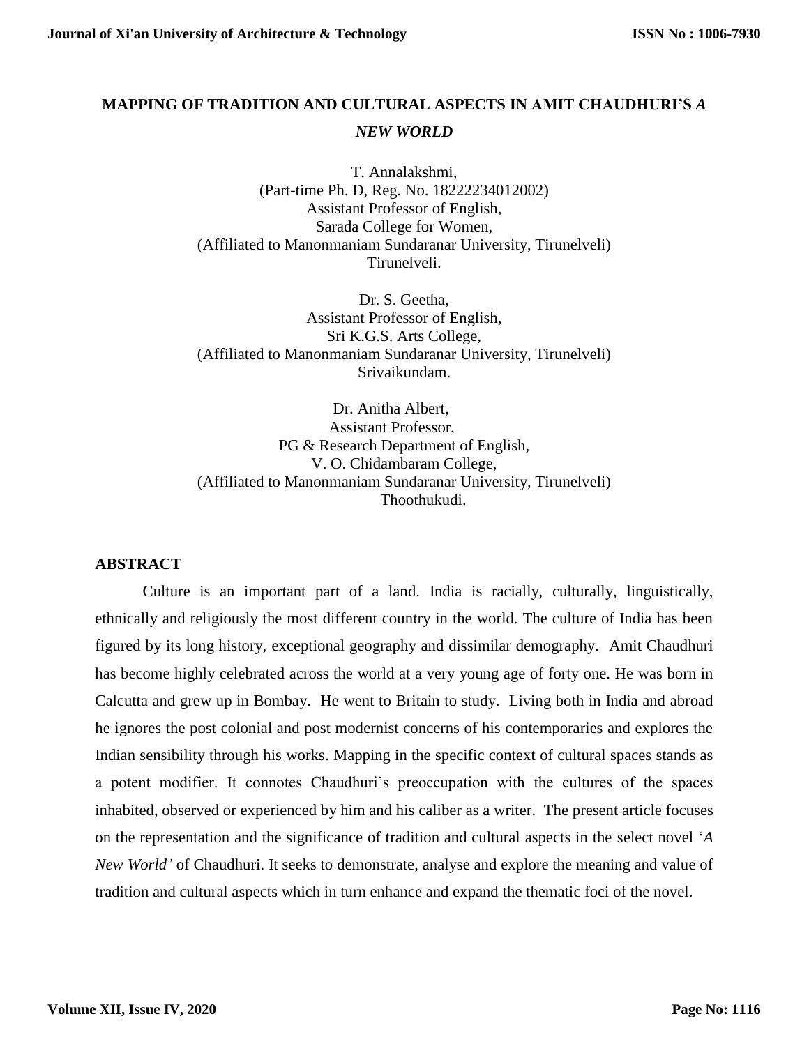# MAPPING OF TRADITION AND CULTURAL ASPECTS IN AMIT CHAUDHURI'S *A NEW WORLD*

T. Annalakshmi,
(Part-time Ph. D, Reg. No. 18222234012002)
Assistant Professor of English,
Sarada College for Women,
(Affiliated to Manonmaniam Sundaranar University, Tirunelveli)
Tirunelveli.

Dr. S. Geetha,
Assistant Professor of English,
Sri K.G.S. Arts College,
(Affiliated to Manonmaniam Sundaranar University, Tirunelveli)
Srivaikundam.

Dr. Anitha Albert,
Assistant Professor,
PG & Research Department of English,
V. O. Chidambaram College,
(Affiliated to Manonmaniam Sundaranar University, Tirunelveli)
Thoothukudi.

## ABSTRACT

Culture is an important part of a land. India is racially, culturally, linguistically, ethnically and religiously the most different country in the world. The culture of India has been figured by its long history, exceptional geography and dissimilar demography. Amit Chaudhuri has become highly celebrated across the world at a very young age of forty one. He was born in Calcutta and grew up in Bombay. He went to Britain to study. Living both in India and abroad he ignores the post colonial and post modernist concerns of his contemporaries and explores the Indian sensibility through his works. Mapping in the specific context of cultural spaces stands as a potent modifier. It connotes Chaudhuri's preoccupation with the cultures of the spaces inhabited, observed or experienced by him and his caliber as a writer. The present article focuses on the representation and the significance of tradition and cultural aspects in the select novel '*A New World'* of Chaudhuri. It seeks to demonstrate, analyse and explore the meaning and value of tradition and cultural aspects which in turn enhance and expand the thematic foci of the novel.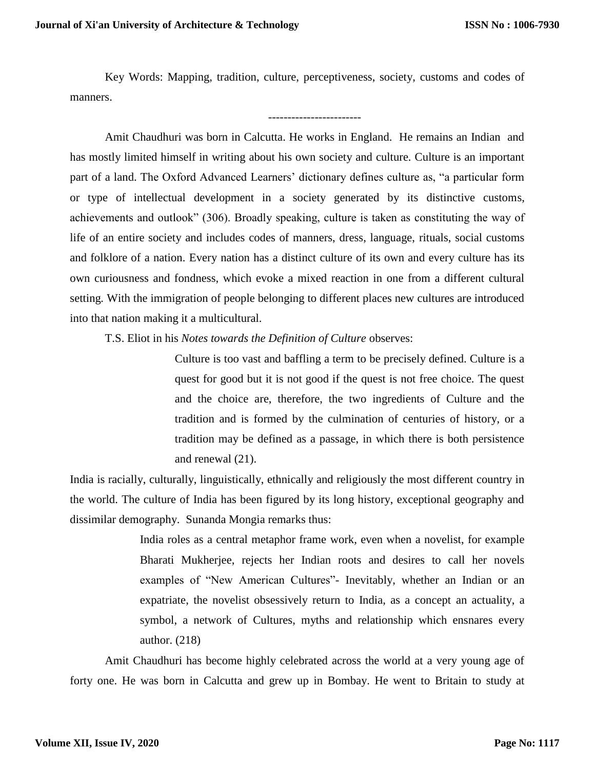Key Words: Mapping, tradition, culture, perceptiveness, society, customs and codes of manners.

------------------------

Amit Chaudhuri was born in Calcutta. He works in England. He remains an Indian and has mostly limited himself in writing about his own society and culture. Culture is an important part of a land. The Oxford Advanced Learners' dictionary defines culture as, "a particular form or type of intellectual development in a society generated by its distinctive customs, achievements and outlook" (306). Broadly speaking, culture is taken as constituting the way of life of an entire society and includes codes of manners, dress, language, rituals, social customs and folklore of a nation. Every nation has a distinct culture of its own and every culture has its own curiousness and fondness, which evoke a mixed reaction in one from a different cultural setting. With the immigration of people belonging to different places new cultures are introduced into that nation making it a multicultural.

T.S. Eliot in his *Notes towards the Definition of Culture* observes:

> Culture is too vast and baffling a term to be precisely defined. Culture is a quest for good but it is not good if the quest is not free choice. The quest and the choice are, therefore, the two ingredients of Culture and the tradition and is formed by the culmination of centuries of history, or a tradition may be defined as a passage, in which there is both persistence and renewal (21).

India is racially, culturally, linguistically, ethnically and religiously the most different country in the world. The culture of India has been figured by its long history, exceptional geography and dissimilar demography. Sunanda Mongia remarks thus:

> India roles as a central metaphor frame work, even when a novelist, for example Bharati Mukherjee, rejects her Indian roots and desires to call her novels examples of "New American Cultures"- Inevitably, whether an Indian or an expatriate, the novelist obsessively return to India, as a concept an actuality, a symbol, a network of Cultures, myths and relationship which ensnares every author. (218)

Amit Chaudhuri has become highly celebrated across the world at a very young age of forty one. He was born in Calcutta and grew up in Bombay. He went to Britain to study at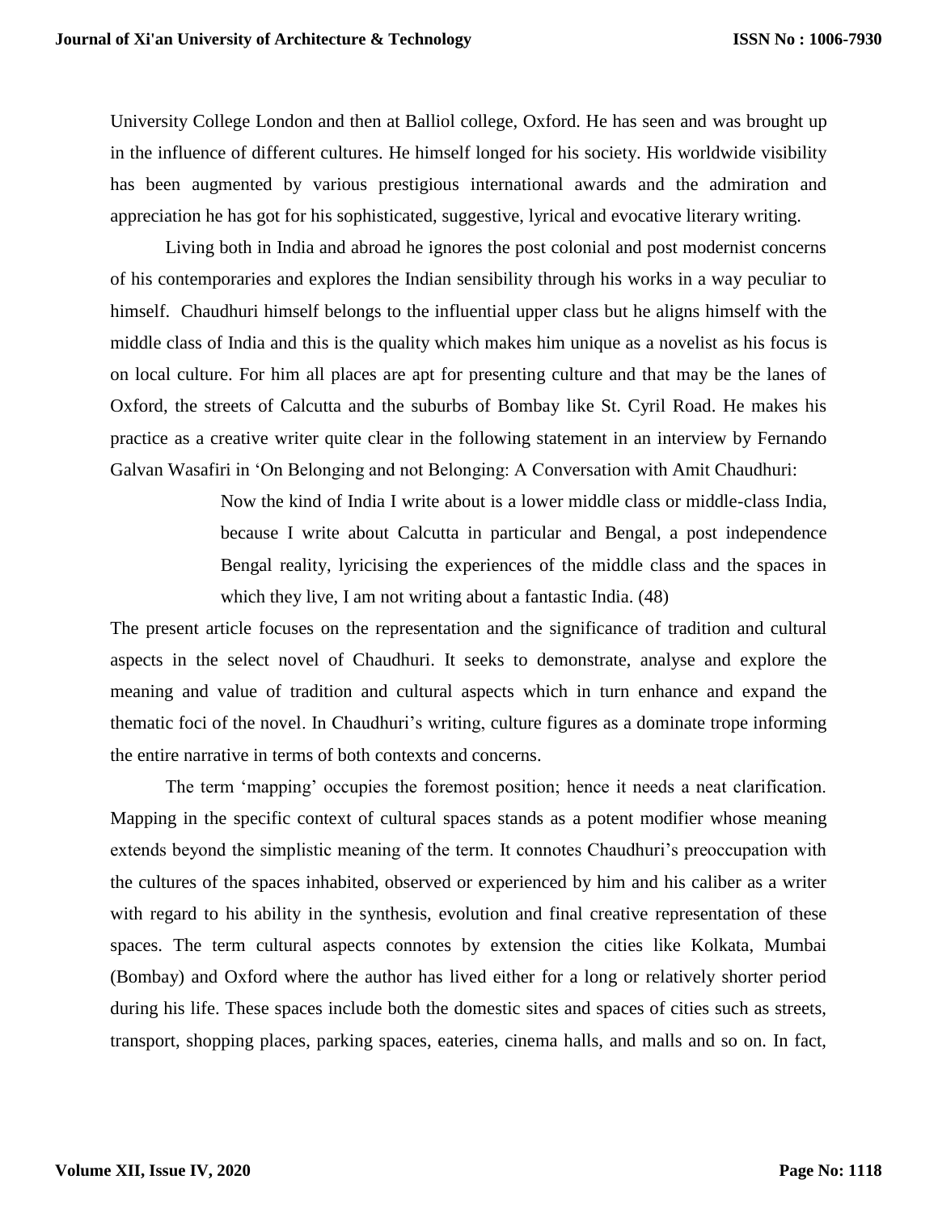University College London and then at Balliol college, Oxford. He has seen and was brought up in the influence of different cultures. He himself longed for his society. His worldwide visibility has been augmented by various prestigious international awards and the admiration and appreciation he has got for his sophisticated, suggestive, lyrical and evocative literary writing.

Living both in India and abroad he ignores the post colonial and post modernist concerns of his contemporaries and explores the Indian sensibility through his works in a way peculiar to himself. Chaudhuri himself belongs to the influential upper class but he aligns himself with the middle class of India and this is the quality which makes him unique as a novelist as his focus is on local culture. For him all places are apt for presenting culture and that may be the lanes of Oxford, the streets of Calcutta and the suburbs of Bombay like St. Cyril Road. He makes his practice as a creative writer quite clear in the following statement in an interview by Fernando Galvan Wasafiri in 'On Belonging and not Belonging: A Conversation with Amit Chaudhuri:

> Now the kind of India I write about is a lower middle class or middle-class India, because I write about Calcutta in particular and Bengal, a post independence Bengal reality, lyricising the experiences of the middle class and the spaces in which they live, I am not writing about a fantastic India. (48)

The present article focuses on the representation and the significance of tradition and cultural aspects in the select novel of Chaudhuri. It seeks to demonstrate, analyse and explore the meaning and value of tradition and cultural aspects which in turn enhance and expand the thematic foci of the novel. In Chaudhuri's writing, culture figures as a dominate trope informing the entire narrative in terms of both contexts and concerns.

The term 'mapping' occupies the foremost position; hence it needs a neat clarification. Mapping in the specific context of cultural spaces stands as a potent modifier whose meaning extends beyond the simplistic meaning of the term. It connotes Chaudhuri's preoccupation with the cultures of the spaces inhabited, observed or experienced by him and his caliber as a writer with regard to his ability in the synthesis, evolution and final creative representation of these spaces. The term cultural aspects connotes by extension the cities like Kolkata, Mumbai (Bombay) and Oxford where the author has lived either for a long or relatively shorter period during his life. These spaces include both the domestic sites and spaces of cities such as streets, transport, shopping places, parking spaces, eateries, cinema halls, and malls and so on. In fact,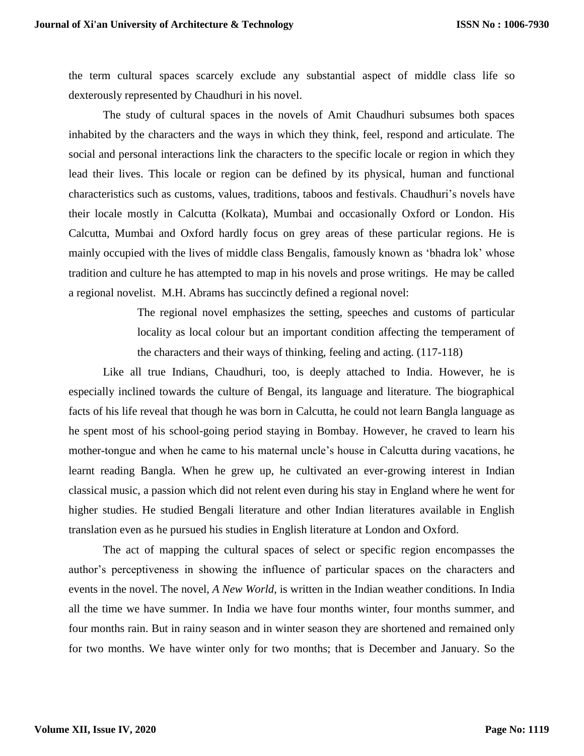the term cultural spaces scarcely exclude any substantial aspect of middle class life so dexterously represented by Chaudhuri in his novel.

The study of cultural spaces in the novels of Amit Chaudhuri subsumes both spaces inhabited by the characters and the ways in which they think, feel, respond and articulate. The social and personal interactions link the characters to the specific locale or region in which they lead their lives. This locale or region can be defined by its physical, human and functional characteristics such as customs, values, traditions, taboos and festivals. Chaudhuri's novels have their locale mostly in Calcutta (Kolkata), Mumbai and occasionally Oxford or London. His Calcutta, Mumbai and Oxford hardly focus on grey areas of these particular regions. He is mainly occupied with the lives of middle class Bengalis, famously known as 'bhadra lok' whose tradition and culture he has attempted to map in his novels and prose writings. He may be called a regional novelist. M.H. Abrams has succinctly defined a regional novel:

> The regional novel emphasizes the setting, speeches and customs of particular locality as local colour but an important condition affecting the temperament of the characters and their ways of thinking, feeling and acting. (117-118)

Like all true Indians, Chaudhuri, too, is deeply attached to India. However, he is especially inclined towards the culture of Bengal, its language and literature. The biographical facts of his life reveal that though he was born in Calcutta, he could not learn Bangla language as he spent most of his school-going period staying in Bombay. However, he craved to learn his mother-tongue and when he came to his maternal uncle's house in Calcutta during vacations, he learnt reading Bangla. When he grew up, he cultivated an ever-growing interest in Indian classical music, a passion which did not relent even during his stay in England where he went for higher studies. He studied Bengali literature and other Indian literatures available in English translation even as he pursued his studies in English literature at London and Oxford.

The act of mapping the cultural spaces of select or specific region encompasses the author's perceptiveness in showing the influence of particular spaces on the characters and events in the novel. The novel, *A New World*, is written in the Indian weather conditions. In India all the time we have summer. In India we have four months winter, four months summer, and four months rain. But in rainy season and in winter season they are shortened and remained only for two months. We have winter only for two months; that is December and January. So the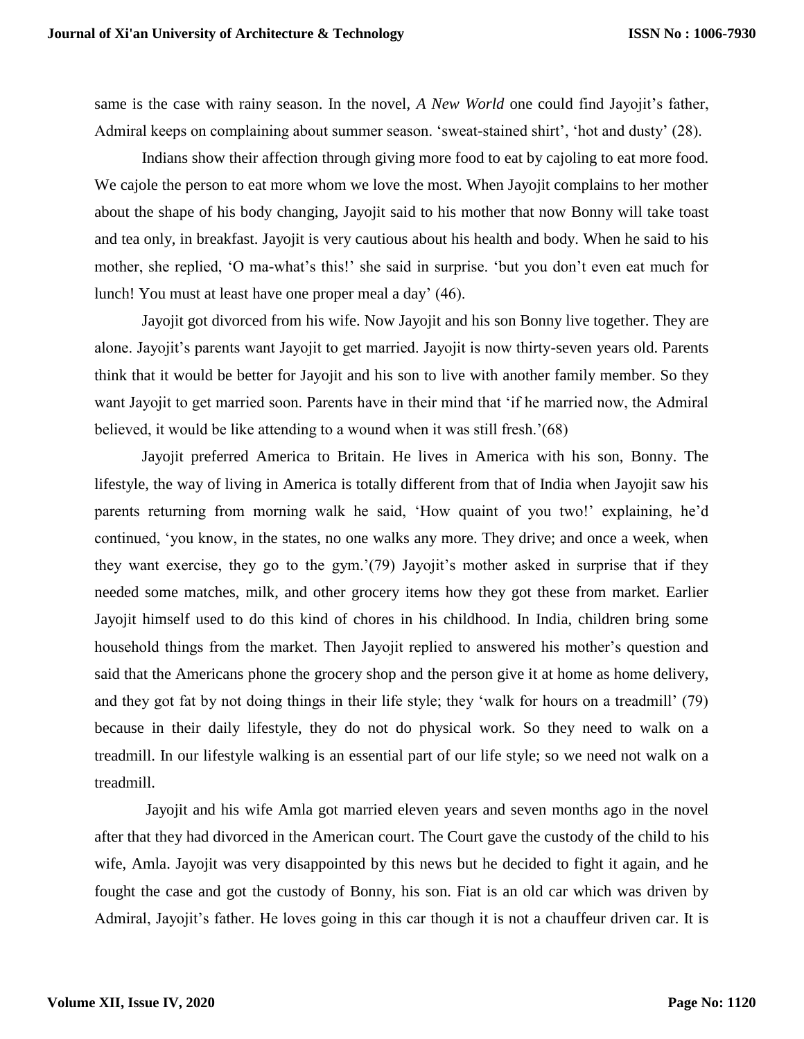same is the case with rainy season. In the novel, *A New World* one could find Jayojit's father, Admiral keeps on complaining about summer season. 'sweat-stained shirt', 'hot and dusty' (28).

Indians show their affection through giving more food to eat by cajoling to eat more food. We cajole the person to eat more whom we love the most. When Jayojit complains to her mother about the shape of his body changing, Jayojit said to his mother that now Bonny will take toast and tea only, in breakfast. Jayojit is very cautious about his health and body. When he said to his mother, she replied, 'O ma-what's this!' she said in surprise. 'but you don't even eat much for lunch! You must at least have one proper meal a day' (46).

Jayojit got divorced from his wife. Now Jayojit and his son Bonny live together. They are alone. Jayojit's parents want Jayojit to get married. Jayojit is now thirty-seven years old. Parents think that it would be better for Jayojit and his son to live with another family member. So they want Jayojit to get married soon. Parents have in their mind that 'if he married now, the Admiral believed, it would be like attending to a wound when it was still fresh.'(68)

Jayojit preferred America to Britain. He lives in America with his son, Bonny. The lifestyle, the way of living in America is totally different from that of India when Jayojit saw his parents returning from morning walk he said, 'How quaint of you two!' explaining, he'd continued, 'you know, in the states, no one walks any more. They drive; and once a week, when they want exercise, they go to the gym.'(79) Jayojit's mother asked in surprise that if they needed some matches, milk, and other grocery items how they got these from market. Earlier Jayojit himself used to do this kind of chores in his childhood. In India, children bring some household things from the market. Then Jayojit replied to answered his mother's question and said that the Americans phone the grocery shop and the person give it at home as home delivery, and they got fat by not doing things in their life style; they 'walk for hours on a treadmill' (79) because in their daily lifestyle, they do not do physical work. So they need to walk on a treadmill. In our lifestyle walking is an essential part of our life style; so we need not walk on a treadmill.

Jayojit and his wife Amla got married eleven years and seven months ago in the novel after that they had divorced in the American court. The Court gave the custody of the child to his wife, Amla. Jayojit was very disappointed by this news but he decided to fight it again, and he fought the case and got the custody of Bonny, his son. Fiat is an old car which was driven by Admiral, Jayojit's father. He loves going in this car though it is not a chauffeur driven car. It is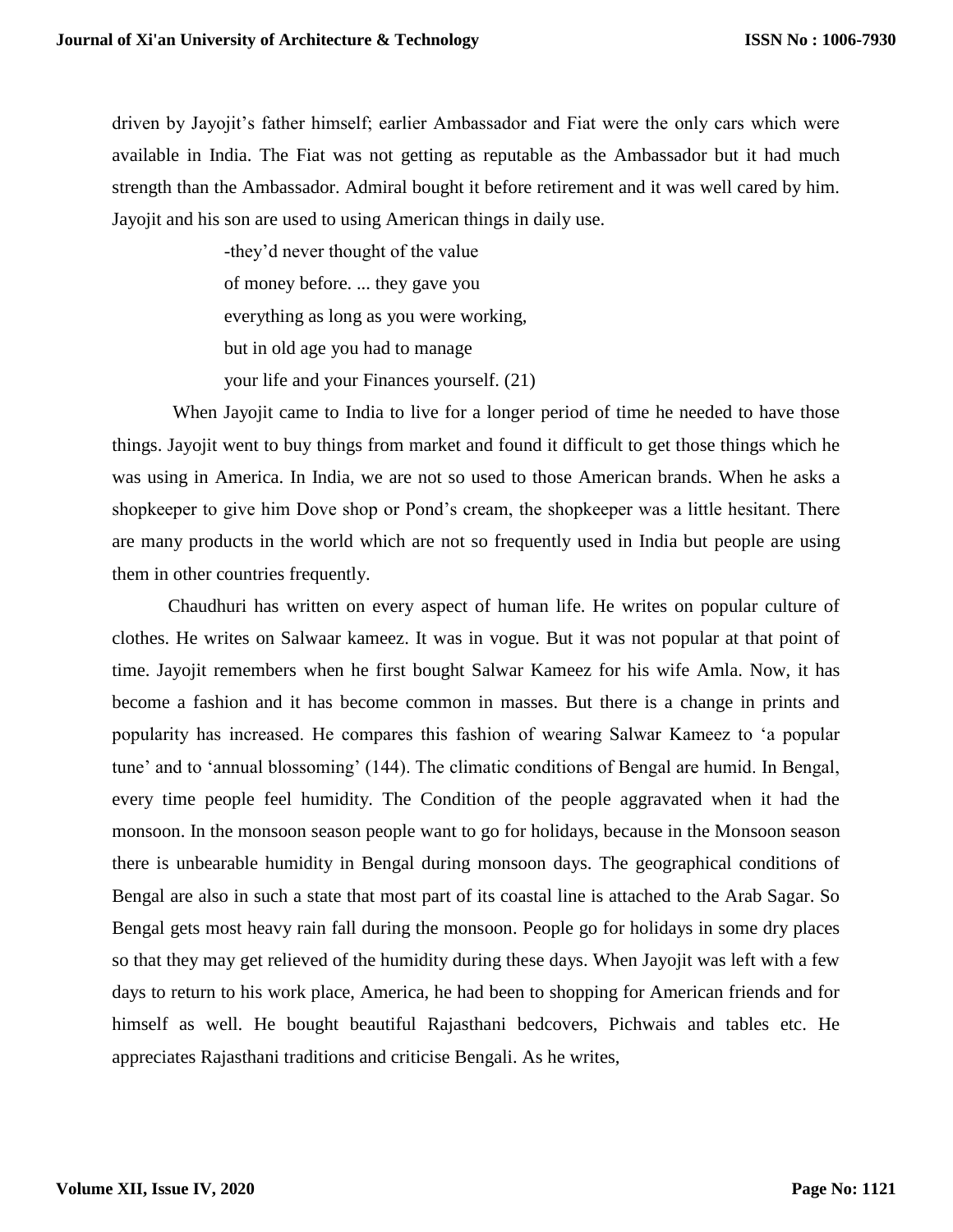driven by Jayojit's father himself; earlier Ambassador and Fiat were the only cars which were available in India. The Fiat was not getting as reputable as the Ambassador but it had much strength than the Ambassador. Admiral bought it before retirement and it was well cared by him. Jayojit and his son are used to using American things in daily use.

> -they'd never thought of the value
> of money before. ... they gave you
> everything as long as you were working,
> but in old age you had to manage
> your life and your Finances yourself. (21)

When Jayojit came to India to live for a longer period of time he needed to have those things. Jayojit went to buy things from market and found it difficult to get those things which he was using in America. In India, we are not so used to those American brands. When he asks a shopkeeper to give him Dove shop or Pond's cream, the shopkeeper was a little hesitant. There are many products in the world which are not so frequently used in India but people are using them in other countries frequently.

Chaudhuri has written on every aspect of human life. He writes on popular culture of clothes. He writes on Salwaar kameez. It was in vogue. But it was not popular at that point of time. Jayojit remembers when he first bought Salwar Kameez for his wife Amla. Now, it has become a fashion and it has become common in masses. But there is a change in prints and popularity has increased. He compares this fashion of wearing Salwar Kameez to 'a popular tune' and to 'annual blossoming' (144). The climatic conditions of Bengal are humid. In Bengal, every time people feel humidity. The Condition of the people aggravated when it had the monsoon. In the monsoon season people want to go for holidays, because in the Monsoon season there is unbearable humidity in Bengal during monsoon days. The geographical conditions of Bengal are also in such a state that most part of its coastal line is attached to the Arab Sagar. So Bengal gets most heavy rain fall during the monsoon. People go for holidays in some dry places so that they may get relieved of the humidity during these days. When Jayojit was left with a few days to return to his work place, America, he had been to shopping for American friends and for himself as well. He bought beautiful Rajasthani bedcovers, Pichwais and tables etc. He appreciates Rajasthani traditions and criticise Bengali. As he writes,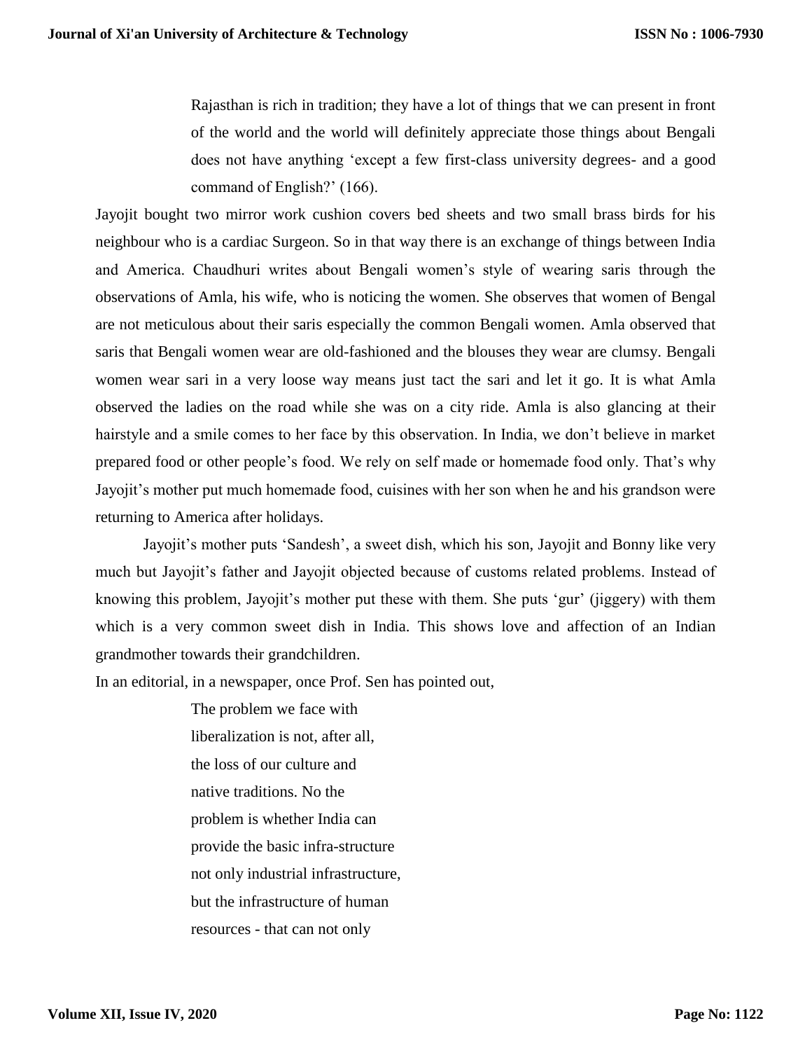> Rajasthan is rich in tradition; they have a lot of things that we can present in front of the world and the world will definitely appreciate those things about Bengali does not have anything 'except a few first-class university degrees- and a good command of English?' (166).

Jayojit bought two mirror work cushion covers bed sheets and two small brass birds for his neighbour who is a cardiac Surgeon. So in that way there is an exchange of things between India and America. Chaudhuri writes about Bengali women's style of wearing saris through the observations of Amla, his wife, who is noticing the women. She observes that women of Bengal are not meticulous about their saris especially the common Bengali women. Amla observed that saris that Bengali women wear are old-fashioned and the blouses they wear are clumsy. Bengali women wear sari in a very loose way means just tact the sari and let it go. It is what Amla observed the ladies on the road while she was on a city ride. Amla is also glancing at their hairstyle and a smile comes to her face by this observation. In India, we don't believe in market prepared food or other people's food. We rely on self made or homemade food only. That's why Jayojit's mother put much homemade food, cuisines with her son when he and his grandson were returning to America after holidays.

Jayojit's mother puts 'Sandesh', a sweet dish, which his son, Jayojit and Bonny like very much but Jayojit's father and Jayojit objected because of customs related problems. Instead of knowing this problem, Jayojit's mother put these with them. She puts 'gur' (jiggery) with them which is a very common sweet dish in India. This shows love and affection of an Indian grandmother towards their grandchildren.

In an editorial, in a newspaper, once Prof. Sen has pointed out,

> The problem we face with
> liberalization is not, after all,
> the loss of our culture and
> native traditions. No the
> problem is whether India can
> provide the basic infra-structure
> not only industrial infrastructure,
> but the infrastructure of human
> resources - that can not only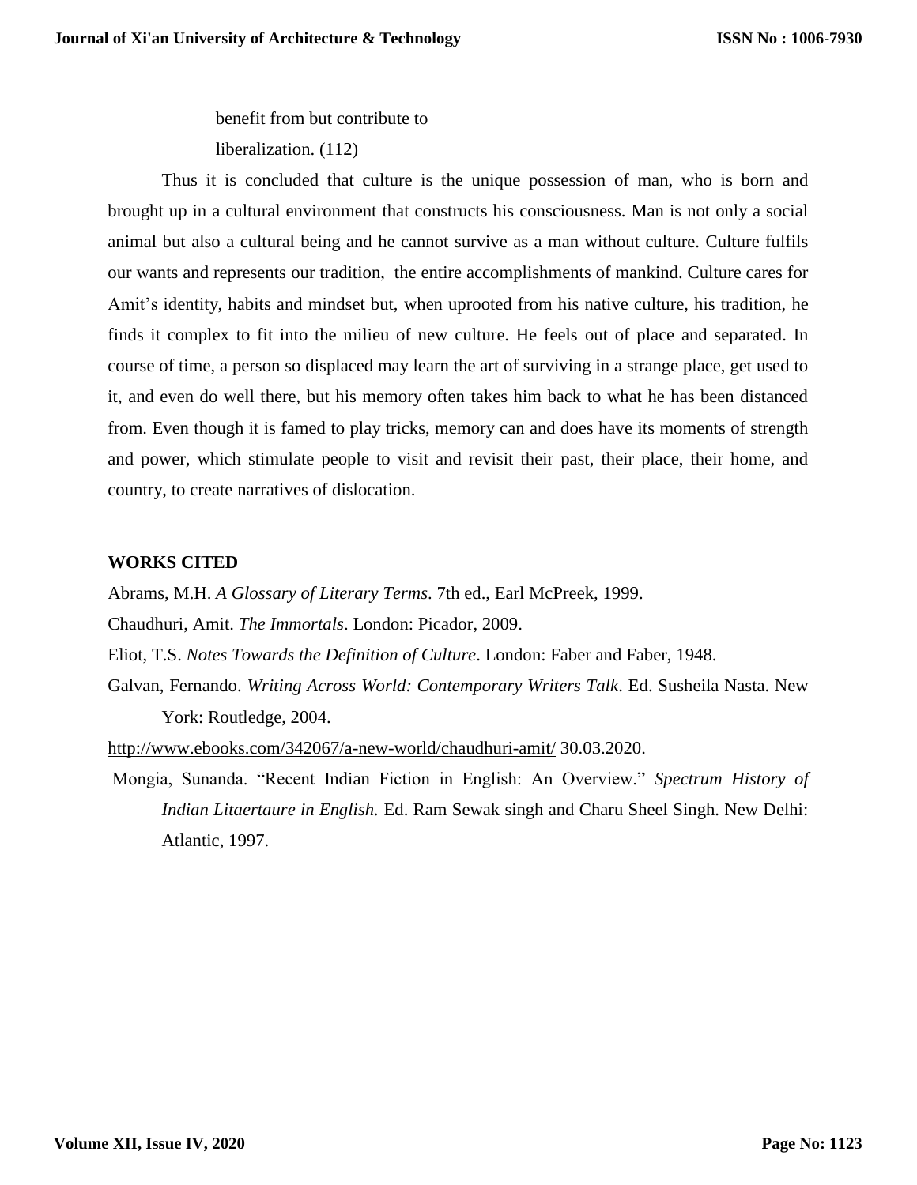benefit from but contribute to
liberalization. (112)

Thus it is concluded that culture is the unique possession of man, who is born and brought up in a cultural environment that constructs his consciousness. Man is not only a social animal but also a cultural being and he cannot survive as a man without culture. Culture fulfils our wants and represents our tradition, the entire accomplishments of mankind. Culture cares for Amit's identity, habits and mindset but, when uprooted from his native culture, his tradition, he finds it complex to fit into the milieu of new culture. He feels out of place and separated. In course of time, a person so displaced may learn the art of surviving in a strange place, get used to it, and even do well there, but his memory often takes him back to what he has been distanced from. Even though it is famed to play tricks, memory can and does have its moments of strength and power, which stimulate people to visit and revisit their past, their place, their home, and country, to create narratives of dislocation.

## WORKS CITED

Abrams, M.H. *A Glossary of Literary Terms*. 7th ed., Earl McPreek, 1999.

Chaudhuri, Amit. *The Immortals*. London: Picador, 2009.

Eliot, T.S. *Notes Towards the Definition of Culture*. London: Faber and Faber, 1948.

Galvan, Fernando. *Writing Across World: Contemporary Writers Talk*. Ed. Susheila Nasta. New York: Routledge, 2004.

http://www.ebooks.com/342067/a-new-world/chaudhuri-amit/ 30.03.2020.

Mongia, Sunanda. "Recent Indian Fiction in English: An Overview." *Spectrum History of Indian Litaertaure in English.* Ed. Ram Sewak singh and Charu Sheel Singh. New Delhi: Atlantic, 1997.